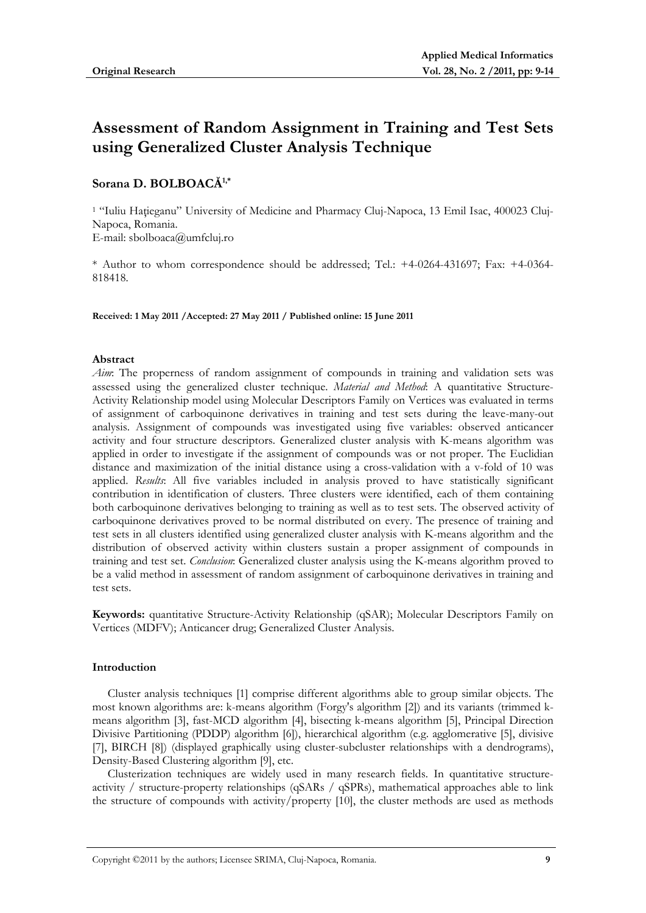**Original Research**

# Assessment of Random Assignment in Training and Test Sets using Generalized Cluster Analysis Technique

**Sorana D. BOLBOACĂ[1,*]**

[1] "Iuliu Haţieganu" University of Medicine and Pharmacy Cluj-Napoca, 13 Emil Isac, 400023 Cluj-Napoca, Romania.
E-mail: sbolboaca@umfcluj.ro

* Author to whom correspondence should be addressed; Tel.: +4-0264-431697; Fax: +4-0364-818418.

**Received: 1 May 2011 /Accepted: 27 May 2011 / Published online: 15 June 2011**

**Abstract**

*Aim*: The properness of random assignment of compounds in training and validation sets was assessed using the generalized cluster technique. *Material and Method*: A quantitative Structure-Activity Relationship model using Molecular Descriptors Family on Vertices was evaluated in terms of assignment of carboquinone derivatives in training and test sets during the leave-many-out analysis. Assignment of compounds was investigated using five variables: observed anticancer activity and four structure descriptors. Generalized cluster analysis with K-means algorithm was applied in order to investigate if the assignment of compounds was or not proper. The Euclidian distance and maximization of the initial distance using a cross-validation with a v-fold of 10 was applied. *Results*: All five variables included in analysis proved to have statistically significant contribution in identification of clusters. Three clusters were identified, each of them containing both carboquinone derivatives belonging to training as well as to test sets. The observed activity of carboquinone derivatives proved to be normal distributed on every. The presence of training and test sets in all clusters identified using generalized cluster analysis with K-means algorithm and the distribution of observed activity within clusters sustain a proper assignment of compounds in training and test set. *Conclusion*: Generalized cluster analysis using the K-means algorithm proved to be a valid method in assessment of random assignment of carboquinone derivatives in training and test sets.

**Keywords:** quantitative Structure-Activity Relationship (qSAR); Molecular Descriptors Family on Vertices (MDFV); Anticancer drug; Generalized Cluster Analysis.

## Introduction

Cluster analysis techniques [1] comprise different algorithms able to group similar objects. The most known algorithms are: k-means algorithm (Forgy's algorithm [2]) and its variants (trimmed k-means algorithm [3], fast-MCD algorithm [4], bisecting k-means algorithm [5], Principal Direction Divisive Partitioning (PDDP) algorithm [6]), hierarchical algorithm (e.g. agglomerative [5], divisive [7], BIRCH [8]) (displayed graphically using cluster-subcluster relationships with a dendrograms), Density-Based Clustering algorithm [9], etc.

Clusterization techniques are widely used in many research fields. In quantitative structure-activity / structure-property relationships (qSARs / qSPRs), mathematical approaches able to link the structure of compounds with activity/property [10], the cluster methods are used as methods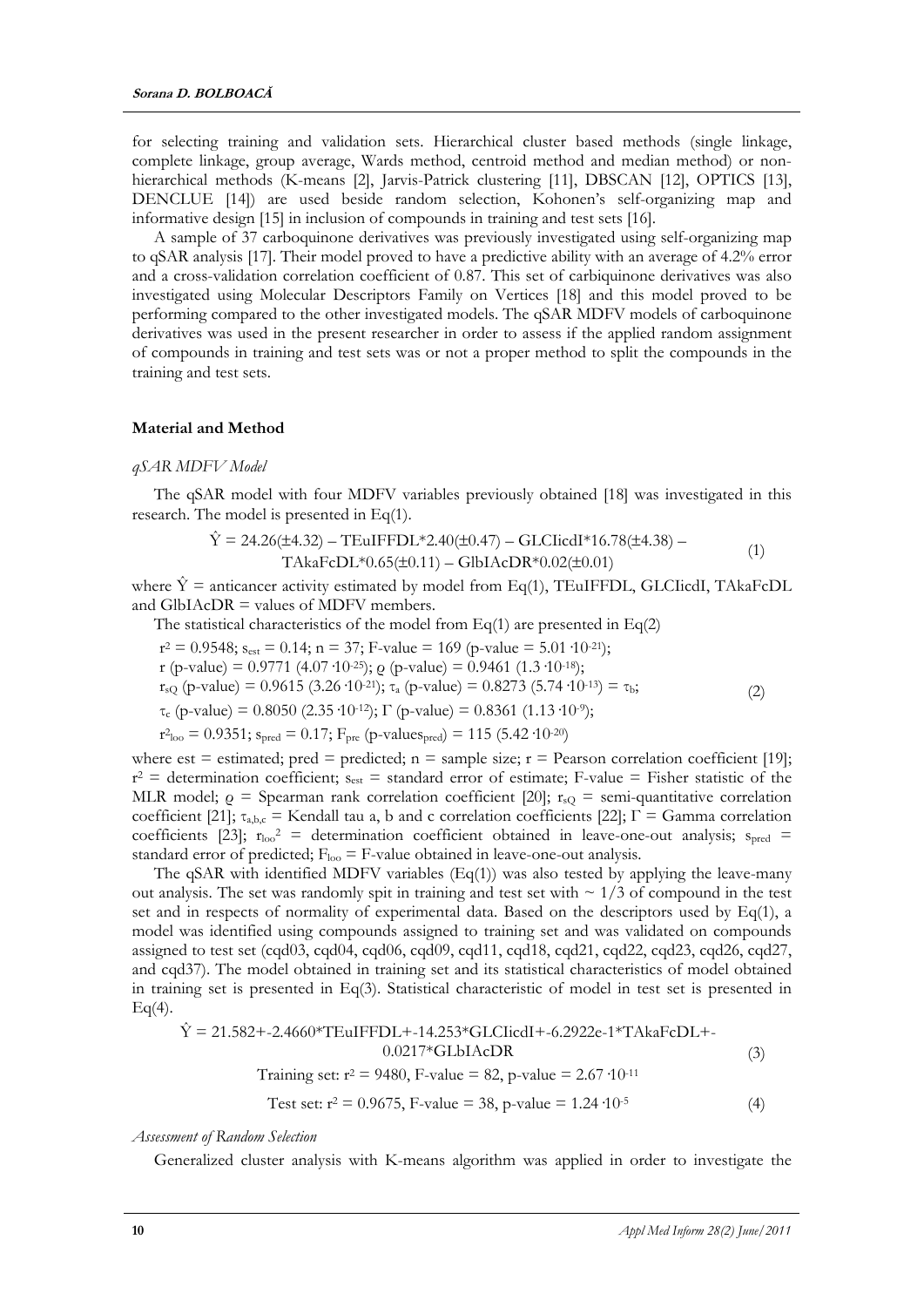for selecting training and validation sets. Hierarchical cluster based methods (single linkage, complete linkage, group average, Wards method, centroid method and median method) or non-hierarchical methods (K-means [2], Jarvis-Patrick clustering [11], DBSCAN [12], OPTICS [13], DENCLUE [14]) are used beside random selection, Kohonen's self-organizing map and informative design [15] in inclusion of compounds in training and test sets [16].

A sample of 37 carboquinone derivatives was previously investigated using self-organizing map to qSAR analysis [17]. Their model proved to have a predictive ability with an average of 4.2% error and a cross-validation correlation coefficient of 0.87. This set of carbiquinone derivatives was also investigated using Molecular Descriptors Family on Vertices [18] and this model proved to be performing compared to the other investigated models. The qSAR MDFV models of carboquinone derivatives was used in the present researcher in order to assess if the applied random assignment of compounds in training and test sets was or not a proper method to split the compounds in the training and test sets.

## Material and Method

### *qSAR MDFV Model*

The qSAR model with four MDFV variables previously obtained [18] was investigated in this research. The model is presented in Eq(1).

$$\hat{Y} = 24.26(\pm 4.32) - \text{TEuIFFDL}*2.40(\pm 0.47) - \text{GLCIicdI}*16.78(\pm 4.38) - \text{TAkaFcDL}*0.65(\pm 0.11) - \text{GlbIAcDR}*0.02(\pm 0.01) \quad (1)$$

where $\hat{Y}$ = anticancer activity estimated by model from Eq(1), TEuIFFDL, GLCIicdI, TAkaFcDL and GlbIAcDR = values of MDFV members.

The statistical characteristics of the model from Eq(1) are presented in Eq(2)

$$\begin{gathered} r^2 = 0.9548;\ s_{est} = 0.14;\ n = 37;\ \text{F-value} = 169\ (\text{p-value} = 5.01\cdot 10^{-21}); \\ r\ (\text{p-value}) = 0.9771\ (4.07\cdot 10^{-25});\ \varrho\ (\text{p-value}) = 0.9461\ (1.3\cdot 10^{-18}); \\ r_{sQ}\ (\text{p-value}) = 0.9615\ (3.26\cdot 10^{-21});\ \tau_a\ (\text{p-value}) = 0.8273\ (5.74\cdot 10^{-13}) = \tau_b; \\ \tau_c\ (\text{p-value}) = 0.8050\ (2.35\cdot 10^{-12});\ \Gamma\ (\text{p-value}) = 0.8361\ (1.13\cdot 10^{-9}); \\ r^2_{loo} = 0.9351;\ s_{pred} = 0.17;\ F_{pre}\ (\text{p-values}_{pred}) = 115\ (5.42\cdot 10^{-20}) \end{gathered} \quad (2)$$

where est = estimated; pred = predicted; n = sample size; r = Pearson correlation coefficient [19]; $r^2$ = determination coefficient; $s_{est}$ = standard error of estimate; F-value = Fisher statistic of the MLR model; $\varrho$ = Spearman rank correlation coefficient [20]; $r_{sQ}$ = semi-quantitative correlation coefficient [21]; $\tau_{a,b,c}$ = Kendall tau a, b and c correlation coefficients [22]; $\Gamma$ = Gamma correlation coefficients [23]; $r_{loo}^2$ = determination coefficient obtained in leave-one-out analysis; $s_{pred}$ = standard error of predicted; $F_{loo}$ = F-value obtained in leave-one-out analysis.

The qSAR with identified MDFV variables (Eq(1)) was also tested by applying the leave-many out analysis. The set was randomly spit in training and test set with ~ 1/3 of compound in the test set and in respects of normality of experimental data. Based on the descriptors used by Eq(1), a model was identified using compounds assigned to training set and was validated on compounds assigned to test set (cqd03, cqd04, cqd06, cqd09, cqd11, cqd18, cqd21, cqd22, cqd23, cqd26, cqd27, and cqd37). The model obtained in training set and its statistical characteristics of model obtained in training set is presented in Eq(3). Statistical characteristic of model in test set is presented in Eq(4).

$$\begin{gathered} \hat{Y} = 21.582\text{+-}2.4660*\text{TEuIFFDL}\text{+-}14.253*\text{GLCIicdI}\text{+-}6.2922\text{e-}1*\text{TAkaFcDL}\text{+-}0.0217*\text{GLbIAcDR} \\ \text{Training set: } r^2 = 9480,\ \text{F-value} = 82,\ \text{p-value} = 2.67\cdot 10^{-11} \end{gathered} \quad (3)$$

$$\text{Test set: } r^2 = 0.9675,\ \text{F-value} = 38,\ \text{p-value} = 1.24\cdot 10^{-5} \quad (4)$$

### *Assessment of Random Selection*

Generalized cluster analysis with K-means algorithm was applied in order to investigate the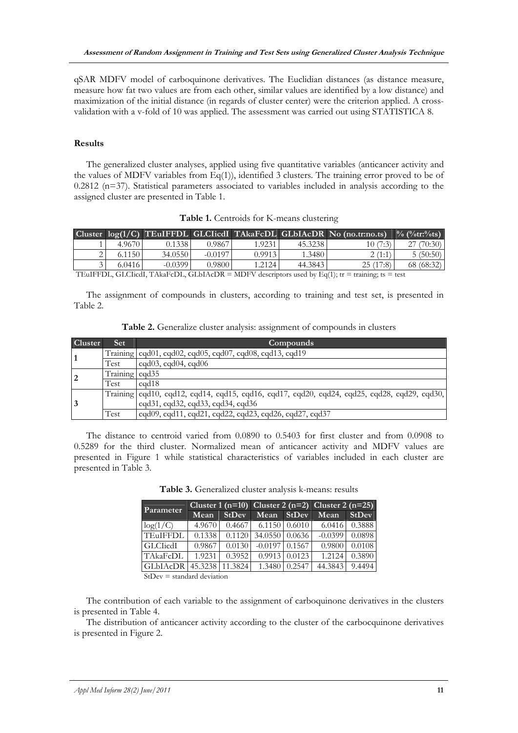qSAR MDFV model of carboquinone derivatives. The Euclidian distances (as distance measure, measure how fat two values are from each other, similar values are identified by a low distance) and maximization of the initial distance (in regards of cluster center) were the criterion applied. A cross-validation with a v-fold of 10 was applied. The assessment was carried out using STATISTICA 8.

### Results

The generalized cluster analyses, applied using five quantitative variables (anticancer activity and the values of MDFV variables from Eq(1)), identified 3 clusters. The training error proved to be of 0.2812 (n=37). Statistical parameters associated to variables included in analysis according to the assigned cluster are presented in Table 1.

**Table 1.** Centroids for K-means clustering

| Cluster | log(1/C) | TEuIFFDL | GLCIicdI | TAkaFcDL | GLbIAcDR | No (no.tr:no.ts) | % (%tr:%ts) |
|---|---|---|---|---|---|---|---|
| 1 | 4.9670 | 0.1338 | 0.9867 | 1.9231 | 45.3238 | 10 (7:3) | 27 (70:30) |
| 2 | 6.1150 | 34.0550 | -0.0197 | 0.9913 | 1.3480 | 2 (1:1) | 5 (50:50) |
| 3 | 6.0416 | -0.0399 | 0.9800 | 1.2124 | 44.3843 | 25 (17:8) | 68 (68:32) |

TEuIFFDL, GLCIicdI, TAkaFcDL, GLbIAcDR = MDFV descriptors used by Eq(1); tr = training; ts = test

The assignment of compounds in clusters, according to training and test set, is presented in Table 2.

**Table 2.** Generalize cluster analysis: assignment of compounds in clusters

| Cluster | Set | Compounds |
|---|---|---|
| 1 | Training | cqd01, cqd02, cqd05, cqd07, cqd08, cqd13, cqd19 |
| | Test | cqd03, cqd04, cqd06 |
| 2 | Training | cqd35 |
| | Test | cqd18 |
| 3 | Training | cqd10, cqd12, cqd14, cqd15, cqd16, cqd17, cqd20, cqd24, cqd25, cqd28, cqd29, cqd30, cqd31, cqd32, cqd33, cqd34, cqd36 |
| | Test | cqd09, cqd11, cqd21, cqd22, cqd23, cqd26, cqd27, cqd37 |

The distance to centroid varied from 0.0890 to 0.5403 for first cluster and from 0.0908 to 0.5289 for the third cluster. Normalized mean of anticancer activity and MDFV values are presented in Figure 1 while statistical characteristics of variables included in each cluster are presented in Table 3.

**Table 3.** Generalized cluster analysis k-means: results

| Parameter | Cluster 1 (n=10) | | Cluster 2 (n=2) | | Cluster 2 (n=25) | |
|---|---|---|---|---|---|---|
| | Mean | StDev | Mean | StDev | Mean | StDev |
| log(1/C) | 4.9670 | 0.4667 | 6.1150 | 0.6010 | 6.0416 | 0.3888 |
| TEuIFFDL | 0.1338 | 0.1120 | 34.0550 | 0.0636 | -0.0399 | 0.0898 |
| GLCIicdI | 0.9867 | 0.0130 | -0.0197 | 0.1567 | 0.9800 | 0.0108 |
| TAkaFcDL | 1.9231 | 0.3952 | 0.9913 | 0.0123 | 1.2124 | 0.3890 |
| GLbIAcDR | 45.3238 | 11.3824 | 1.3480 | 0.2547 | 44.3843 | 9.4494 |

StDev = standard deviation

The contribution of each variable to the assignment of carboquinone derivatives in the clusters is presented in Table 4.

The distribution of anticancer activity according to the cluster of the carbocquinone derivatives is presented in Figure 2.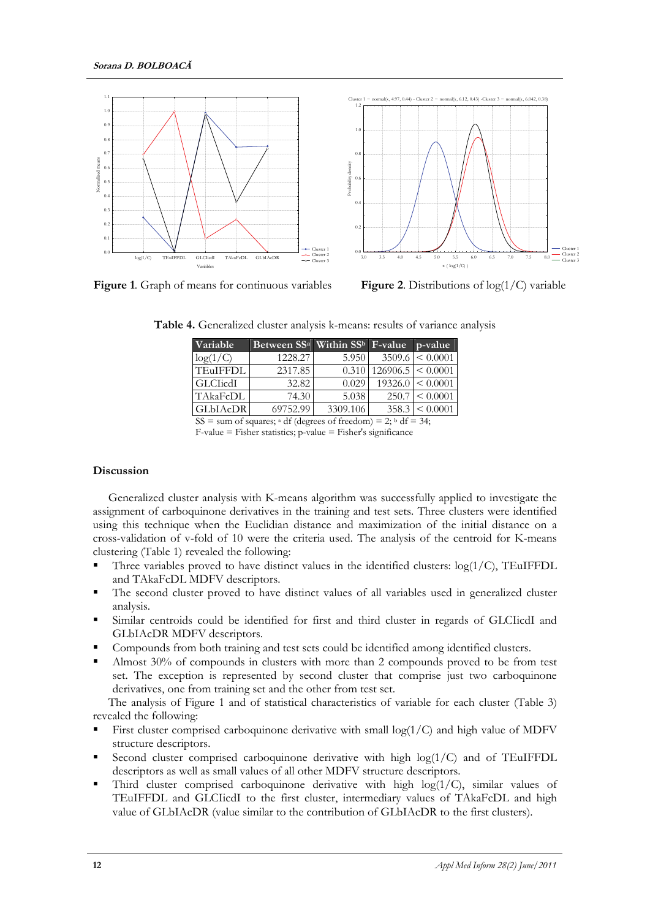Figure 1. Graph of means for continuous variables

Figure 2. Distributions of log(1/C) variable

**Table 4.** Generalized cluster analysis k-means: results of variance analysis

| Variable | Between SS[a] | Within SS[b] | F-value | p-value |
|---|---|---|---|---|
| log(1/C) | 1228.27 | 5.950 | 3509.6 | < 0.0001 |
| TEuIFFDL | 2317.85 | 0.310 | 126906.5 | < 0.0001 |
| GLCIicdI | 32.82 | 0.029 | 19326.0 | < 0.0001 |
| TAkaFcDL | 74.30 | 5.038 | 250.7 | < 0.0001 |
| GLbIAcDR | 69752.99 | 3309.106 | 358.3 | < 0.0001 |

SS = sum of squares; [a] df (degrees of freedom) = 2; [b] df = 34;
F-value = Fisher statistics; p-value = Fisher's significance

## Discussion

Generalized cluster analysis with K-means algorithm was successfully applied to investigate the assignment of carboquinone derivatives in the training and test sets. Three clusters were identified using this technique when the Euclidian distance and maximization of the initial distance on a cross-validation of v-fold of 10 were the criteria used. The analysis of the centroid for K-means clustering (Table 1) revealed the following:

- Three variables proved to have distinct values in the identified clusters: log(1/C), TEuIFFDL and TAkaFcDL MDFV descriptors.
- The second cluster proved to have distinct values of all variables used in generalized cluster analysis.
- Similar centroids could be identified for first and third cluster in regards of GLCIicdI and GLbIAcDR MDFV descriptors.
- Compounds from both training and test sets could be identified among identified clusters.
- Almost 30% of compounds in clusters with more than 2 compounds proved to be from test set. The exception is represented by second cluster that comprise just two carboquinone derivatives, one from training set and the other from test set.

The analysis of Figure 1 and of statistical characteristics of variable for each cluster (Table 3) revealed the following:

- First cluster comprised carboquinone derivative with small log(1/C) and high value of MDFV structure descriptors.
- Second cluster comprised carboquinone derivative with high log(1/C) and of TEuIFFDL descriptors as well as small values of all other MDFV structure descriptors.
- Third cluster comprised carboquinone derivative with high log(1/C), similar values of TEuIFFDL and GLCIicdI to the first cluster, intermediary values of TAkaFcDL and high value of GLbIAcDR (value similar to the contribution of GLbIAcDR to the first clusters).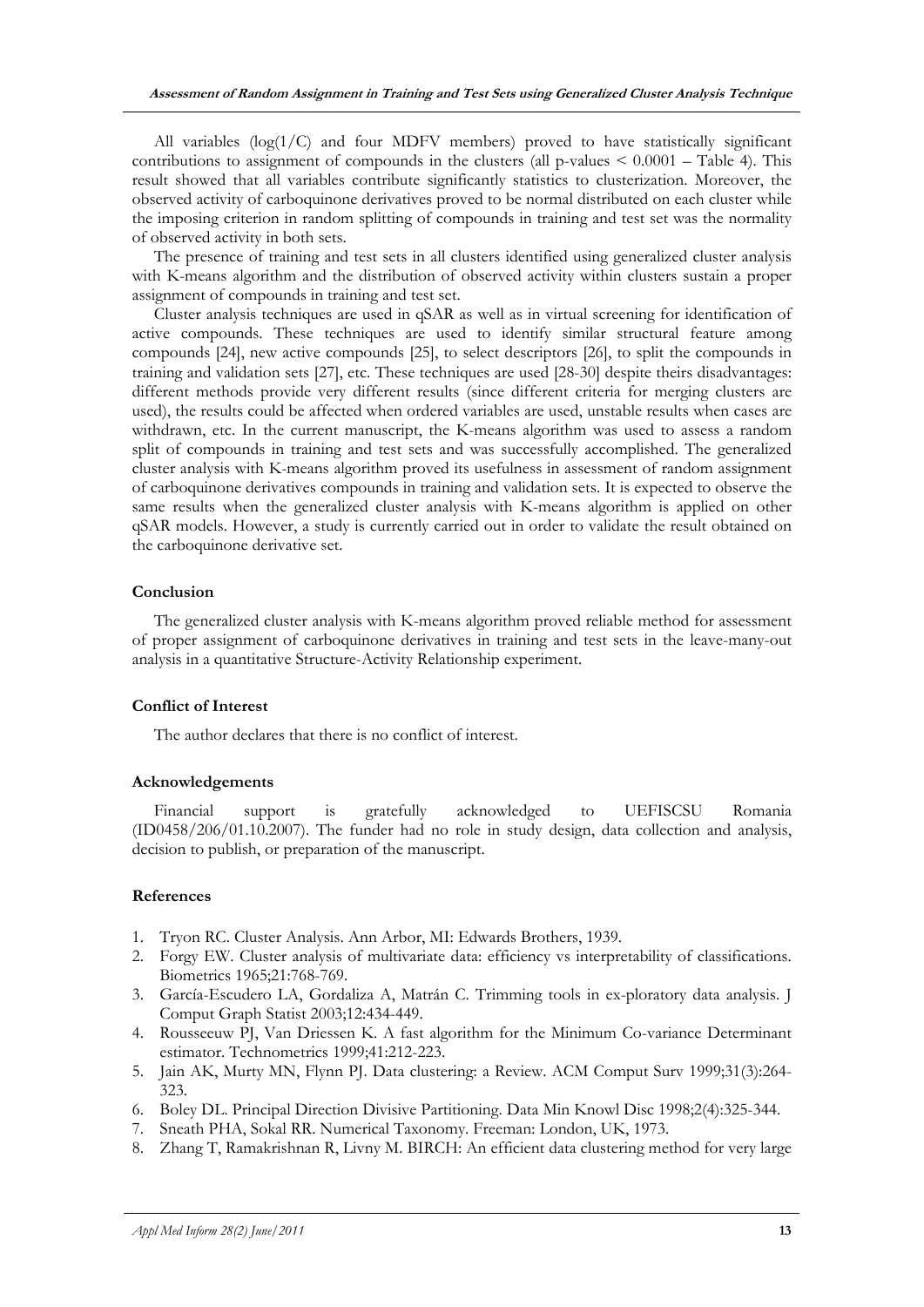All variables (log(1/C) and four MDFV members) proved to have statistically significant contributions to assignment of compounds in the clusters (all p-values < 0.0001 – Table 4). This result showed that all variables contribute significantly statistics to clusterization. Moreover, the observed activity of carboquinone derivatives proved to be normal distributed on each cluster while the imposing criterion in random splitting of compounds in training and test set was the normality of observed activity in both sets.

The presence of training and test sets in all clusters identified using generalized cluster analysis with K-means algorithm and the distribution of observed activity within clusters sustain a proper assignment of compounds in training and test set.

Cluster analysis techniques are used in qSAR as well as in virtual screening for identification of active compounds. These techniques are used to identify similar structural feature among compounds [24], new active compounds [25], to select descriptors [26], to split the compounds in training and validation sets [27], etc. These techniques are used [28-30] despite theirs disadvantages: different methods provide very different results (since different criteria for merging clusters are used), the results could be affected when ordered variables are used, unstable results when cases are withdrawn, etc. In the current manuscript, the K-means algorithm was used to assess a random split of compounds in training and test sets and was successfully accomplished. The generalized cluster analysis with K-means algorithm proved its usefulness in assessment of random assignment of carboquinone derivatives compounds in training and validation sets. It is expected to observe the same results when the generalized cluster analysis with K-means algorithm is applied on other qSAR models. However, a study is currently carried out in order to validate the result obtained on the carboquinone derivative set.

## Conclusion

The generalized cluster analysis with K-means algorithm proved reliable method for assessment of proper assignment of carboquinone derivatives in training and test sets in the leave-many-out analysis in a quantitative Structure-Activity Relationship experiment.

## Conflict of Interest

The author declares that there is no conflict of interest.

## Acknowledgements

Financial support is gratefully acknowledged to UEFISCSU Romania (ID0458/206/01.10.2007). The funder had no role in study design, data collection and analysis, decision to publish, or preparation of the manuscript.

## References

1. Tryon RC. Cluster Analysis. Ann Arbor, MI: Edwards Brothers, 1939.
2. Forgy EW. Cluster analysis of multivariate data: efficiency vs interpretability of classifications. Biometrics 1965;21:768-769.
3. García-Escudero LA, Gordaliza A, Matrán C. Trimming tools in ex-ploratory data analysis. J Comput Graph Statist 2003;12:434-449.
4. Rousseeuw PJ, Van Driessen K. A fast algorithm for the Minimum Co-variance Determinant estimator. Technometrics 1999;41:212-223.
5. Jain AK, Murty MN, Flynn PJ. Data clustering: a Review. ACM Comput Surv 1999;31(3):264-323.
6. Boley DL. Principal Direction Divisive Partitioning. Data Min Knowl Disc 1998;2(4):325-344.
7. Sneath PHA, Sokal RR. Numerical Taxonomy. Freeman: London, UK, 1973.
8. Zhang T, Ramakrishnan R, Livny M. BIRCH: An efficient data clustering method for very large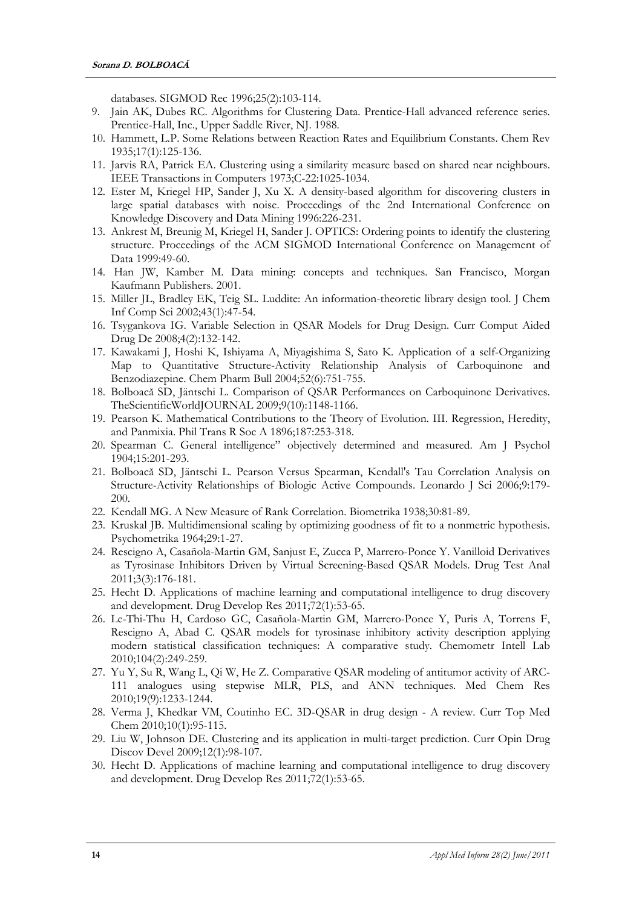databases. SIGMOD Rec 1996;25(2):103-114.

9. Jain AK, Dubes RC. Algorithms for Clustering Data. Prentice-Hall advanced reference series. Prentice-Hall, Inc., Upper Saddle River, NJ. 1988.
10. Hammett, L.P. Some Relations between Reaction Rates and Equilibrium Constants. Chem Rev 1935;17(1):125-136.
11. Jarvis RA, Patrick EA. Clustering using a similarity measure based on shared near neighbours. IEEE Transactions in Computers 1973;C-22:1025-1034.
12. Ester M, Kriegel HP, Sander J, Xu X. A density-based algorithm for discovering clusters in large spatial databases with noise. Proceedings of the 2nd International Conference on Knowledge Discovery and Data Mining 1996:226-231.
13. Ankrest M, Breunig M, Kriegel H, Sander J. OPTICS: Ordering points to identify the clustering structure. Proceedings of the ACM SIGMOD International Conference on Management of Data 1999:49-60.
14. Han JW, Kamber M. Data mining: concepts and techniques. San Francisco, Morgan Kaufmann Publishers. 2001.
15. Miller JL, Bradley EK, Teig SL. Luddite: An information-theoretic library design tool. J Chem Inf Comp Sci 2002;43(1):47-54.
16. Tsygankova IG. Variable Selection in QSAR Models for Drug Design. Curr Comput Aided Drug De 2008;4(2):132-142.
17. Kawakami J, Hoshi K, Ishiyama A, Miyagishima S, Sato K. Application of a self-Organizing Map to Quantitative Structure-Activity Relationship Analysis of Carboquinone and Benzodiazepine. Chem Pharm Bull 2004;52(6):751-755.
18. Bolboacă SD, Jäntschi L. Comparison of QSAR Performances on Carboquinone Derivatives. TheScientificWorldJOURNAL 2009;9(10):1148-1166.
19. Pearson K. Mathematical Contributions to the Theory of Evolution. III. Regression, Heredity, and Panmixia. Phil Trans R Soc A 1896;187:253-318.
20. Spearman C. General intelligence" objectively determined and measured. Am J Psychol 1904;15:201-293.
21. Bolboacă SD, Jäntschi L. Pearson Versus Spearman, Kendall's Tau Correlation Analysis on Structure-Activity Relationships of Biologic Active Compounds. Leonardo J Sci 2006;9:179-200.
22. Kendall MG. A New Measure of Rank Correlation. Biometrika 1938;30:81-89.
23. Kruskal JB. Multidimensional scaling by optimizing goodness of fit to a nonmetric hypothesis. Psychometrika 1964;29:1-27.
24. Rescigno A, Casañola-Martin GM, Sanjust E, Zucca P, Marrero-Ponce Y. Vanilloid Derivatives as Tyrosinase Inhibitors Driven by Virtual Screening-Based QSAR Models. Drug Test Anal 2011;3(3):176-181.
25. Hecht D. Applications of machine learning and computational intelligence to drug discovery and development. Drug Develop Res 2011;72(1):53-65.
26. Le-Thi-Thu H, Cardoso GC, Casañola-Martin GM, Marrero-Ponce Y, Puris A, Torrens F, Rescigno A, Abad C. QSAR models for tyrosinase inhibitory activity description applying modern statistical classification techniques: A comparative study. Chemometr Intell Lab 2010;104(2):249-259.
27. Yu Y, Su R, Wang L, Qi W, He Z. Comparative QSAR modeling of antitumor activity of ARC-111 analogues using stepwise MLR, PLS, and ANN techniques. Med Chem Res 2010;19(9):1233-1244.
28. Verma J, Khedkar VM, Coutinho EC. 3D-QSAR in drug design - A review. Curr Top Med Chem 2010;10(1):95-115.
29. Liu W, Johnson DE. Clustering and its application in multi-target prediction. Curr Opin Drug Discov Devel 2009;12(1):98-107.
30. Hecht D. Applications of machine learning and computational intelligence to drug discovery and development. Drug Develop Res 2011;72(1):53-65.